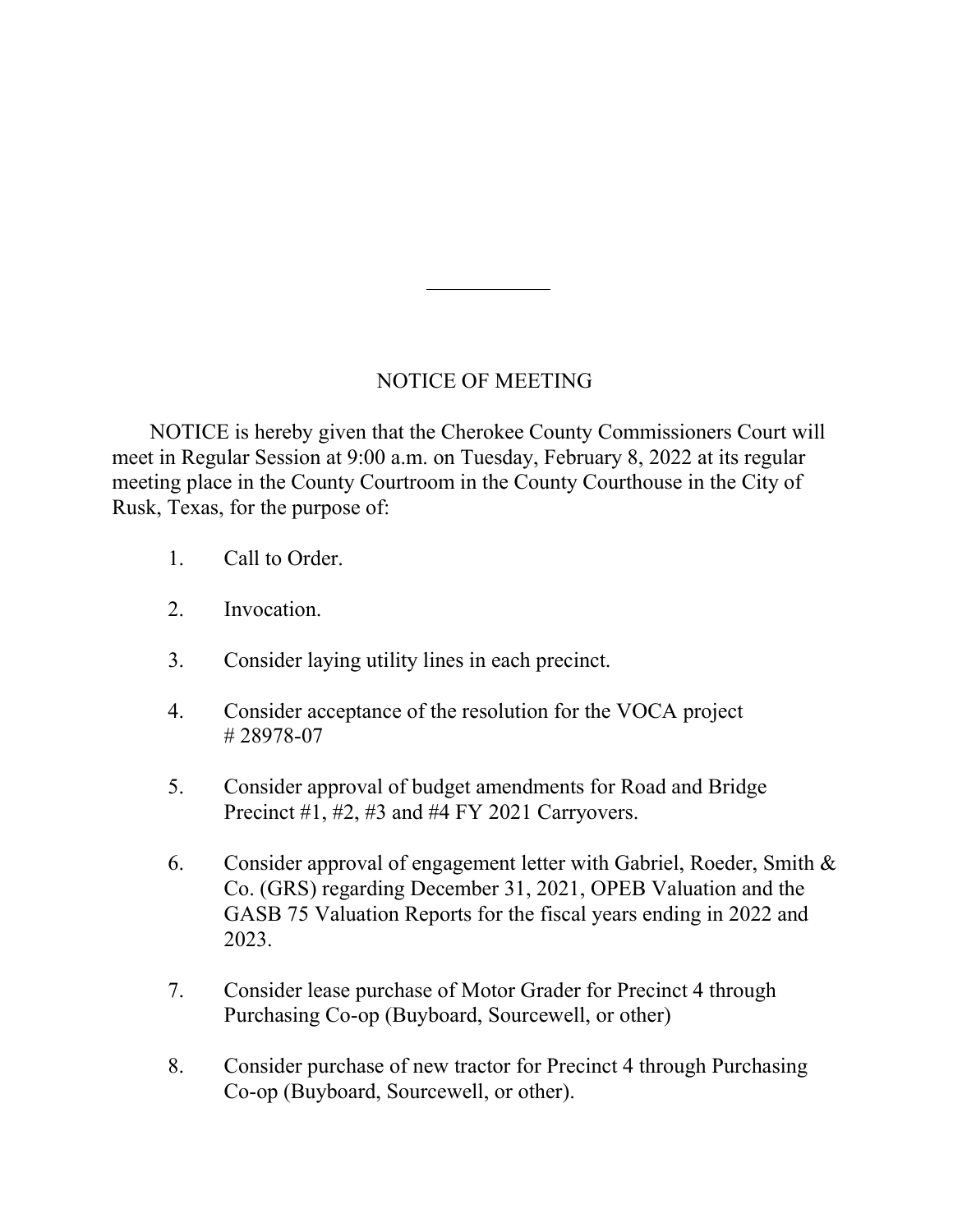# NOTICE OF MEETING

NOTICE is hereby given that the Cherokee County Commissioners Court will meet in Regular Session at 9:00 a.m. on Tuesday, February 8, 2022 at its regular meeting place in the County Courtroom in the County Courthouse in the City of Rusk, Texas, for the purpose of:

1. Call to Order.

2. Invocation.

3. Consider laying utility lines in each precinct.

4. Consider acceptance of the resolution for the VOCA project # 28978-07

5. Consider approval of budget amendments for Road and Bridge Precinct #1, #2, #3 and #4 FY 2021 Carryovers.

6. Consider approval of engagement letter with Gabriel, Roeder, Smith & Co. (GRS) regarding December 31, 2021, OPEB Valuation and the GASB 75 Valuation Reports for the fiscal years ending in 2022 and 2023.

7. Consider lease purchase of Motor Grader for Precinct 4 through Purchasing Co-op (Buyboard, Sourcewell, or other)

8. Consider purchase of new tractor for Precinct 4 through Purchasing Co-op (Buyboard, Sourcewell, or other).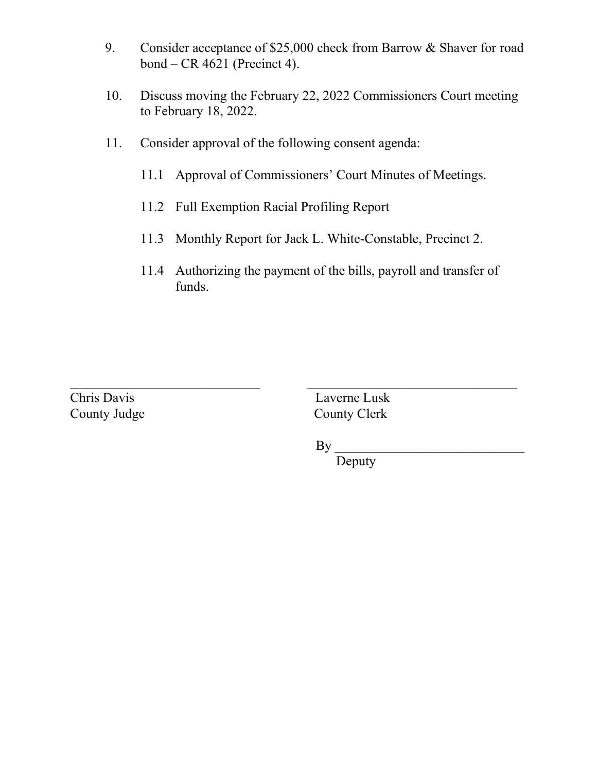9. Consider acceptance of $25,000 check from Barrow & Shaver for road bond – CR 4621 (Precinct 4).

10. Discuss moving the February 22, 2022 Commissioners Court meeting to February 18, 2022.

11. Consider approval of the following consent agenda:

    11.1 Approval of Commissioners' Court Minutes of Meetings.

    11.2 Full Exemption Racial Profiling Report

    11.3 Monthly Report for Jack L. White-Constable, Precinct 2.

    11.4 Authorizing the payment of the bills, payroll and transfer of funds.

______________________________
Chris Davis
County Judge

______________________________
Laverne Lusk
County Clerk

By ____________________________
Deputy